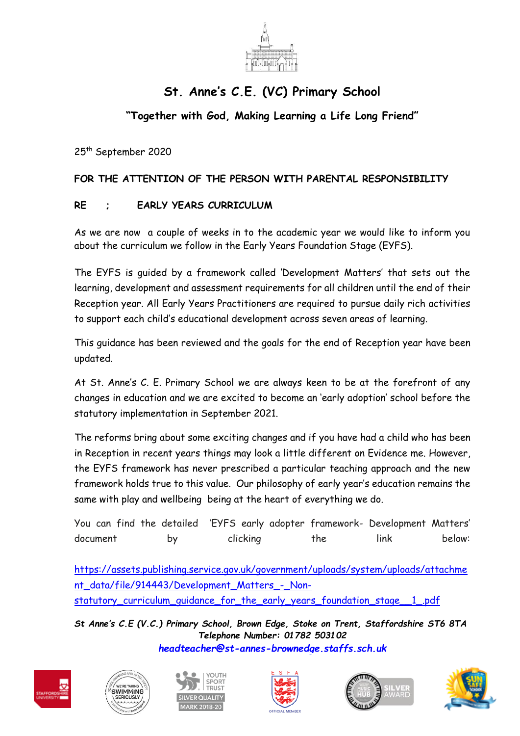# St. Anne's C.E. (VC) Primary School

## "Together with God, Making Learning a Life Long Friend"

25th September 2020

**FOR THE ATTENTION OF THE PERSON WITH PARENTAL RESPONSIBILITY**

**RE : EARLY YEARS CURRICULUM**

As we are now a couple of weeks in to the academic year we would like to inform you about the curriculum we follow in the Early Years Foundation Stage (EYFS).

The EYFS is guided by a framework called 'Development Matters' that sets out the learning, development and assessment requirements for all children until the end of their Reception year. All Early Years Practitioners are required to pursue daily rich activities to support each child's educational development across seven areas of learning.

This guidance has been reviewed and the goals for the end of Reception year have been updated.

At St. Anne's C. E. Primary School we are always keen to be at the forefront of any changes in education and we are excited to become an 'early adoption' school before the statutory implementation in September 2021.

The reforms bring about some exciting changes and if you have had a child who has been in Reception in recent years things may look a little different on Evidence me. However, the EYFS framework has never prescribed a particular teaching approach and the new framework holds true to this value. Our philosophy of early year's education remains the same with play and wellbeing being at the heart of everything we do.

You can find the detailed 'EYFS early adopter framework- Development Matters' document by clicking the link below:

https://assets.publishing.service.gov.uk/government/uploads/system/uploads/attachment_data/file/914443/Development_Matters_-_Non-statutory_curriculum_guidance_for_the_early_years_foundation_stage__1_.pdf

***St Anne's C.E (V.C.) Primary School, Brown Edge, Stoke on Trent, Staffordshire ST6 8TA***
***Telephone Number: 01782 503102***
***headteacher@st-annes-brownedge.staffs.sch.uk***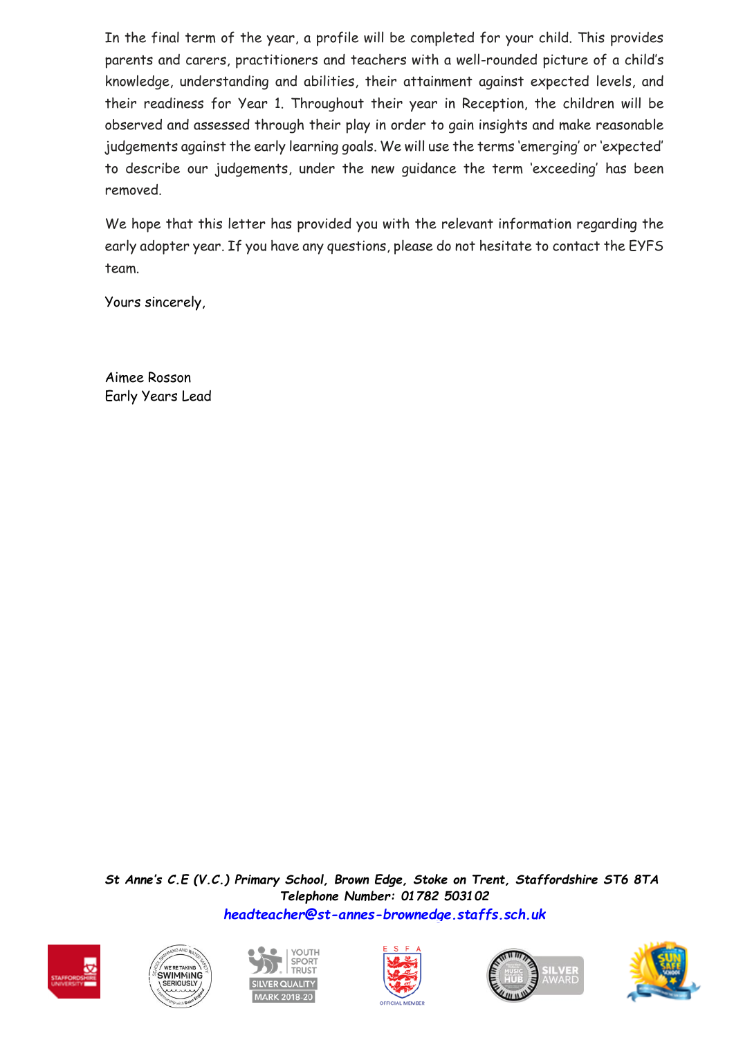In the final term of the year, a profile will be completed for your child. This provides parents and carers, practitioners and teachers with a well-rounded picture of a child's knowledge, understanding and abilities, their attainment against expected levels, and their readiness for Year 1. Throughout their year in Reception, the children will be observed and assessed through their play in order to gain insights and make reasonable judgements against the early learning goals. We will use the terms 'emerging' or 'expected' to describe our judgements, under the new guidance the term 'exceeding' has been removed.

We hope that this letter has provided you with the relevant information regarding the early adopter year. If you have any questions, please do not hesitate to contact the EYFS team.

Yours sincerely,

Aimee Rosson
Early Years Lead

***St Anne's C.E (V.C.) Primary School, Brown Edge, Stoke on Trent, Staffordshire ST6 8TA***
***Telephone Number: 01782 503102***
***headteacher@st-annes-brownedge.staffs.sch.uk***